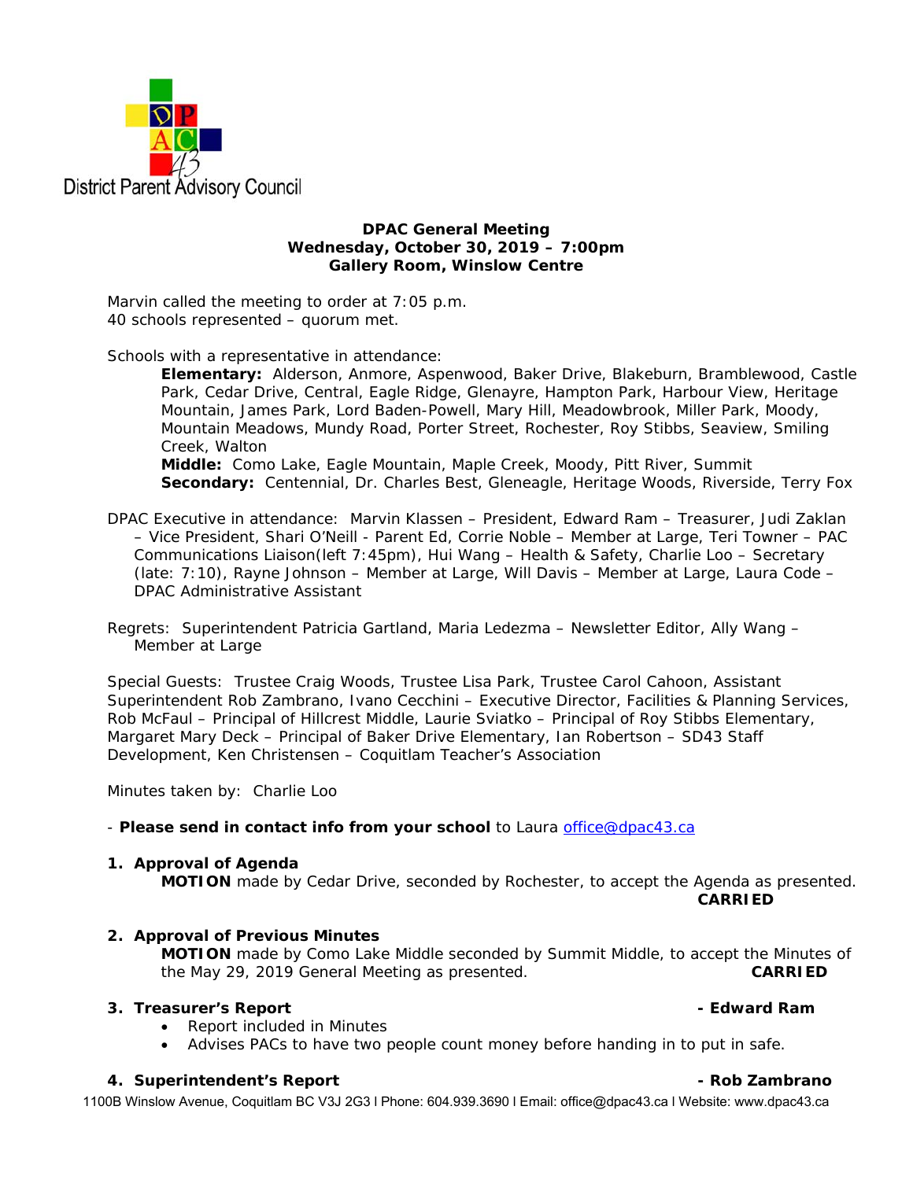District Parent Advisory Council

**DPAC General Meeting**
**Wednesday, October 30, 2019 – 7:00pm**
**Gallery Room, Winslow Centre**

Marvin called the meeting to order at 7:05 p.m.
40 schools represented – quorum met.

Schools with a representative in attendance:

**Elementary:** Alderson, Anmore, Aspenwood, Baker Drive, Blakeburn, Bramblewood, Castle Park, Cedar Drive, Central, Eagle Ridge, Glenayre, Hampton Park, Harbour View, Heritage Mountain, James Park, Lord Baden-Powell, Mary Hill, Meadowbrook, Miller Park, Moody, Mountain Meadows, Mundy Road, Porter Street, Rochester, Roy Stibbs, Seaview, Smiling Creek, Walton
**Middle:** Como Lake, Eagle Mountain, Maple Creek, Moody, Pitt River, Summit
**Secondary:** Centennial, Dr. Charles Best, Gleneagle, Heritage Woods, Riverside, Terry Fox

DPAC Executive in attendance: Marvin Klassen – President, Edward Ram – Treasurer, Judi Zaklan – Vice President, Shari O'Neill - Parent Ed, Corrie Noble – Member at Large, Teri Towner – PAC Communications Liaison(left 7:45pm), Hui Wang – Health & Safety, Charlie Loo – Secretary (late: 7:10), Rayne Johnson – Member at Large, Will Davis – Member at Large, Laura Code – DPAC Administrative Assistant

Regrets: Superintendent Patricia Gartland, Maria Ledezma – Newsletter Editor, Ally Wang – Member at Large

Special Guests: Trustee Craig Woods, Trustee Lisa Park, Trustee Carol Cahoon, Assistant Superintendent Rob Zambrano, Ivano Cecchini – Executive Director, Facilities & Planning Services, Rob McFaul – Principal of Hillcrest Middle, Laurie Sviatko – Principal of Roy Stibbs Elementary, Margaret Mary Deck – Principal of Baker Drive Elementary, Ian Robertson – SD43 Staff Development, Ken Christensen – Coquitlam Teacher's Association

Minutes taken by: Charlie Loo

- **Please send in contact info from your school** to Laura office@dpac43.ca

1. **Approval of Agenda**
   **MOTION** made by Cedar Drive, seconded by Rochester, to accept the Agenda as presented. **CARRIED**

2. **Approval of Previous Minutes**
   **MOTION** made by Como Lake Middle seconded by Summit Middle, to accept the Minutes of the May 29, 2019 General Meeting as presented. **CARRIED**

3. **Treasurer's Report - Edward Ram**
   - Report included in Minutes
   - Advises PACs to have two people count money before handing in to put in safe.

4. **Superintendent's Report - Rob Zambrano**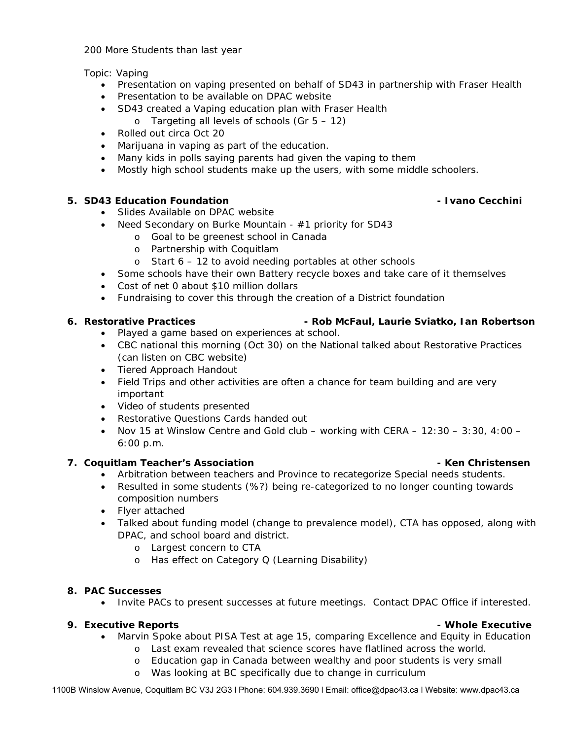200 More Students than last year

Topic: Vaping

- Presentation on vaping presented on behalf of SD43 in partnership with Fraser Health
- Presentation to be available on DPAC website
- SD43 created a Vaping education plan with Fraser Health
  - Targeting all levels of schools (Gr 5 – 12)
- Rolled out circa Oct 20
- Marijuana in vaping as part of the education.
- Many kids in polls saying parents had given the vaping to them
- Mostly high school students make up the users, with some middle schoolers.

**5. SD43 Education Foundation - Ivano Cecchini**

- Slides Available on DPAC website
- Need Secondary on Burke Mountain - #1 priority for SD43
  - Goal to be greenest school in Canada
  - Partnership with Coquitlam
  - Start 6 – 12 to avoid needing portables at other schools
- Some schools have their own Battery recycle boxes and take care of it themselves
- Cost of net 0 about $10 million dollars
- Fundraising to cover this through the creation of a District foundation

**6. Restorative Practices - Rob McFaul, Laurie Sviatko, Ian Robertson**

- Played a game based on experiences at school.
- CBC national this morning (Oct 30) on the National talked about Restorative Practices (can listen on CBC website)
- Tiered Approach Handout
- Field Trips and other activities are often a chance for team building and are very important
- Video of students presented
- Restorative Questions Cards handed out
- Nov 15 at Winslow Centre and Gold club – working with CERA – 12:30 – 3:30, 4:00 – 6:00 p.m.

**7. Coquitlam Teacher's Association - Ken Christensen**

- Arbitration between teachers and Province to recategorize Special needs students.
- Resulted in some students (%?) being re-categorized to no longer counting towards composition numbers
- Flyer attached
- Talked about funding model (change to prevalence model), CTA has opposed, along with DPAC, and school board and district.
  - Largest concern to CTA
  - Has effect on Category Q (Learning Disability)

**8. PAC Successes**

- Invite PACs to present successes at future meetings. Contact DPAC Office if interested.

**9. Executive Reports - Whole Executive**

- Marvin Spoke about PISA Test at age 15, comparing Excellence and Equity in Education
  - Last exam revealed that science scores have flatlined across the world.
  - Education gap in Canada between wealthy and poor students is very small
  - Was looking at BC specifically due to change in curriculum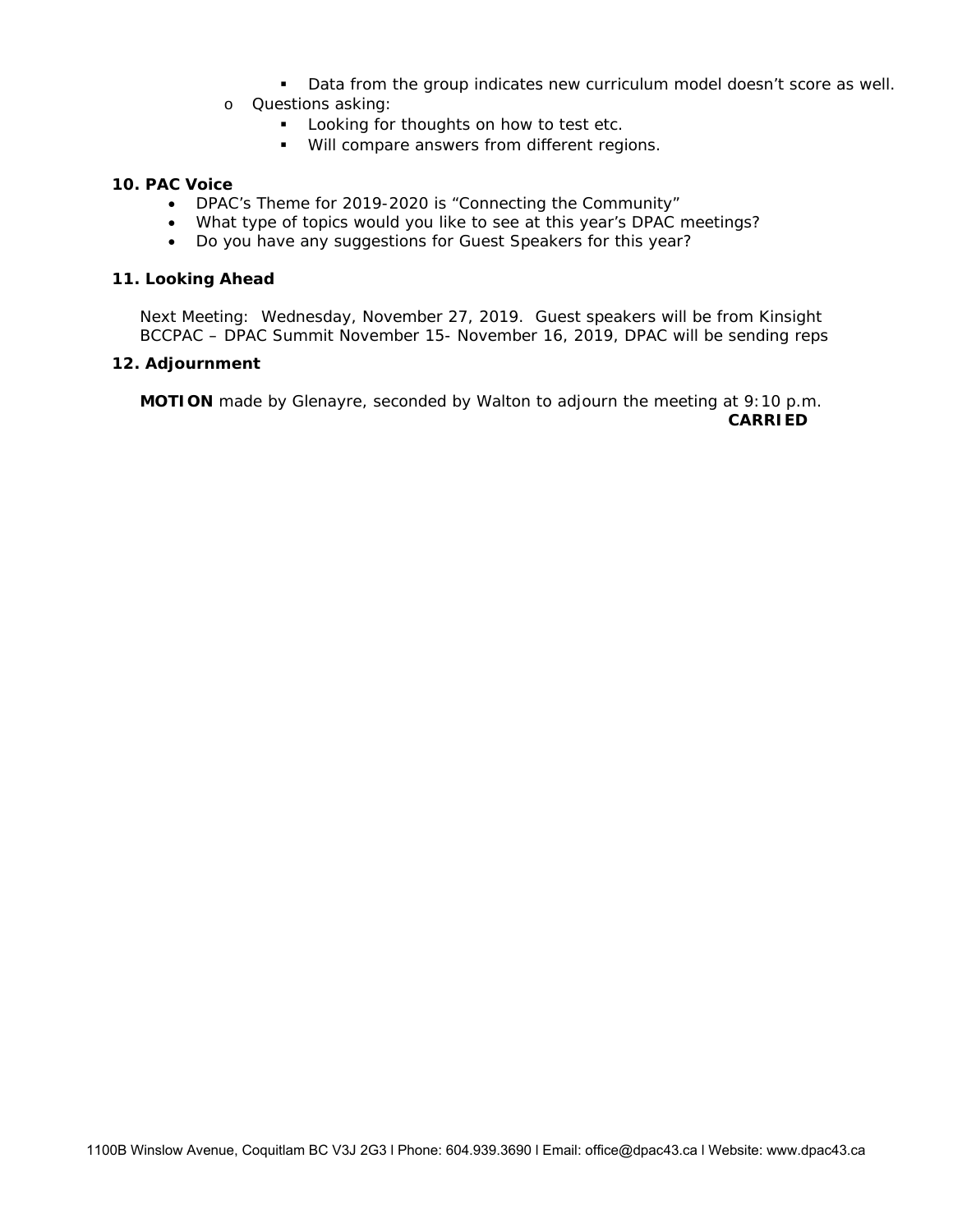- Data from the group indicates new curriculum model doesn't score as well.
    - Questions asking:
        - Looking for thoughts on how to test etc.
        - Will compare answers from different regions.

**10. PAC Voice**

- DPAC's Theme for 2019-2020 is "Connecting the Community"
- What type of topics would you like to see at this year's DPAC meetings?
- Do you have any suggestions for Guest Speakers for this year?

**11. Looking Ahead**

Next Meeting: Wednesday, November 27, 2019. Guest speakers will be from Kinsight
BCCPAC – DPAC Summit November 15- November 16, 2019, DPAC will be sending reps

**12. Adjournment**

**MOTION** made by Glenayre, seconded by Walton to adjourn the meeting at 9:10 p.m.

**CARRIED**

1100B Winslow Avenue, Coquitlam BC V3J 2G3 l Phone: 604.939.3690 l Email: office@dpac43.ca l Website: www.dpac43.ca